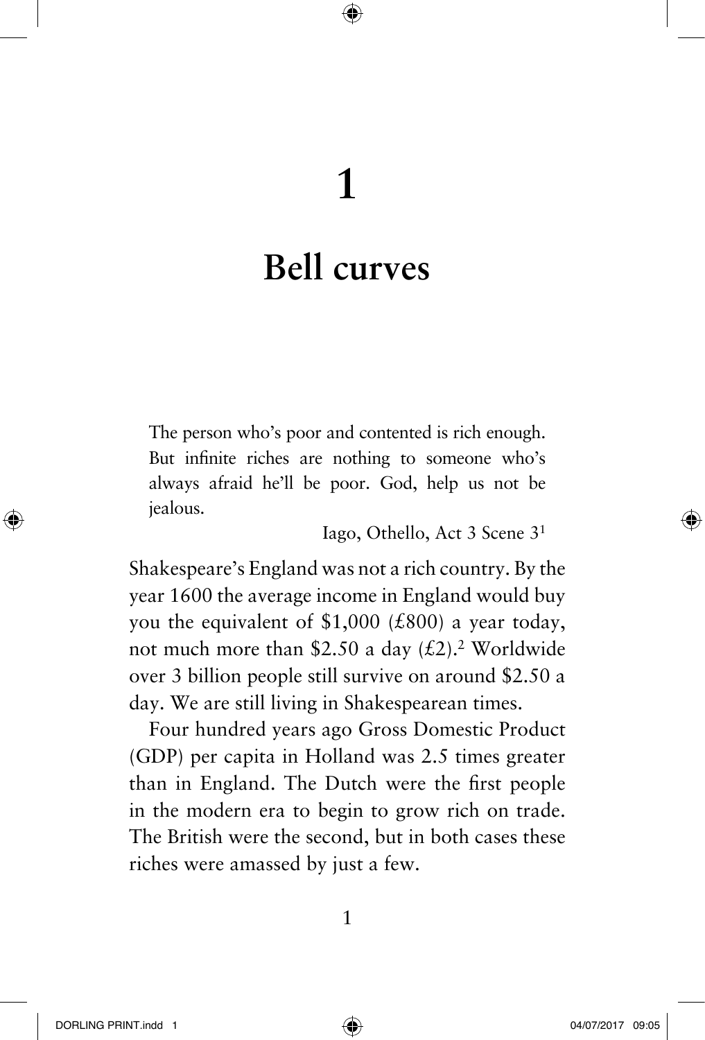# 1

# Bell curves

> The person who's poor and contented is rich enough. But infinite riches are nothing to someone who's always afraid he'll be poor. God, help us not be jealous.
>
> Iago, Othello, Act 3 Scene 3[1]

Shakespeare's England was not a rich country. By the year 1600 the average income in England would buy you the equivalent of $1,000 (£800) a year today, not much more than $2.50 a day (£2).[2] Worldwide over 3 billion people still survive on around $2.50 a day. We are still living in Shakespearean times.

Four hundred years ago Gross Domestic Product (GDP) per capita in Holland was 2.5 times greater than in England. The Dutch were the first people in the modern era to begin to grow rich on trade. The British were the second, but in both cases these riches were amassed by just a few.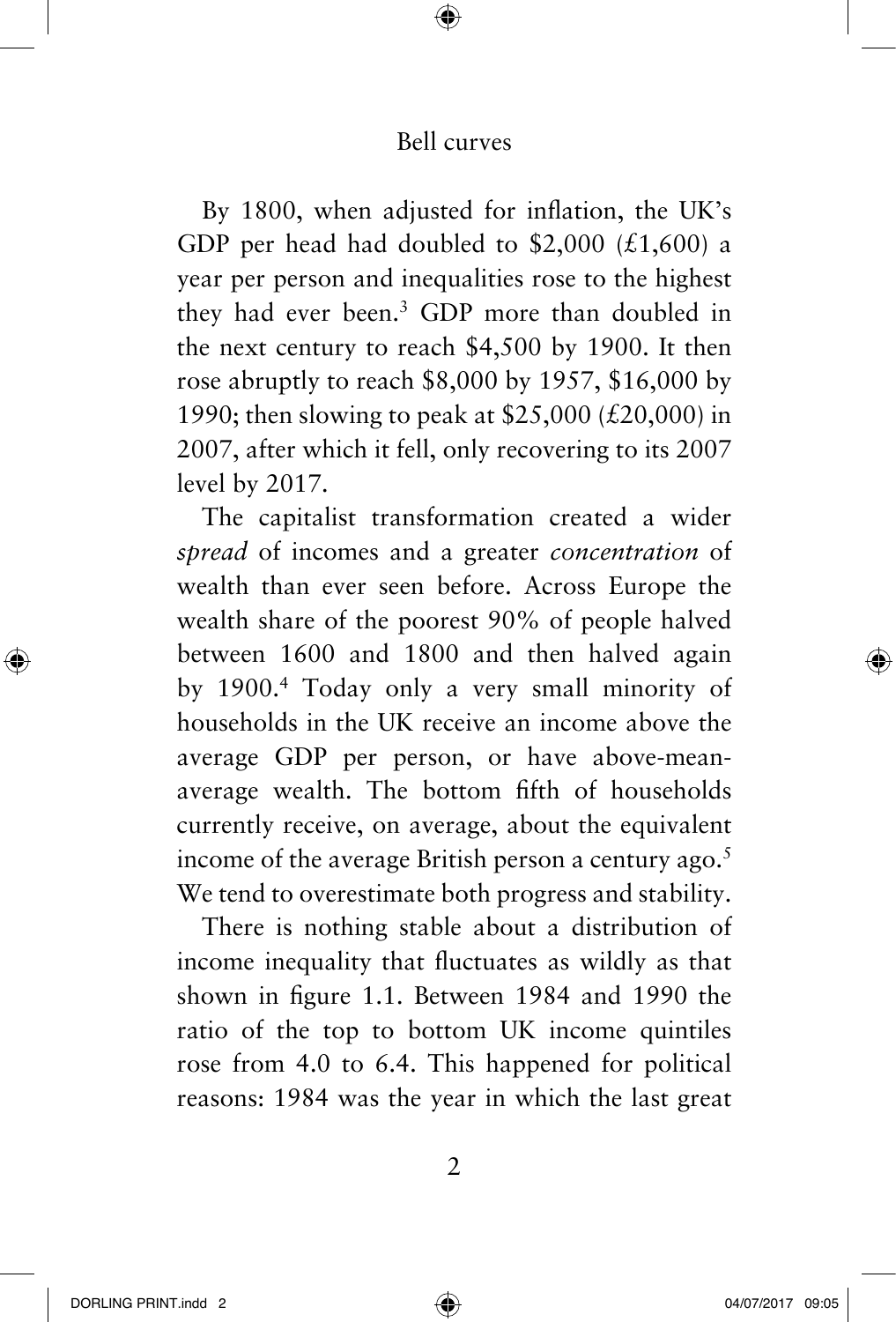By 1800, when adjusted for inflation, the UK's GDP per head had doubled to $2,000 (£1,600) a year per person and inequalities rose to the highest they had ever been.[3] GDP more than doubled in the next century to reach $4,500 by 1900. It then rose abruptly to reach $8,000 by 1957, $16,000 by 1990; then slowing to peak at $25,000 (£20,000) in 2007, after which it fell, only recovering to its 2007 level by 2017.

The capitalist transformation created a wider *spread* of incomes and a greater *concentration* of wealth than ever seen before. Across Europe the wealth share of the poorest 90% of people halved between 1600 and 1800 and then halved again by 1900.[4] Today only a very small minority of households in the UK receive an income above the average GDP per person, or have above-mean-average wealth. The bottom fifth of households currently receive, on average, about the equivalent income of the average British person a century ago.[5] We tend to overestimate both progress and stability.

There is nothing stable about a distribution of income inequality that fluctuates as wildly as that shown in figure 1.1. Between 1984 and 1990 the ratio of the top to bottom UK income quintiles rose from 4.0 to 6.4. This happened for political reasons: 1984 was the year in which the last great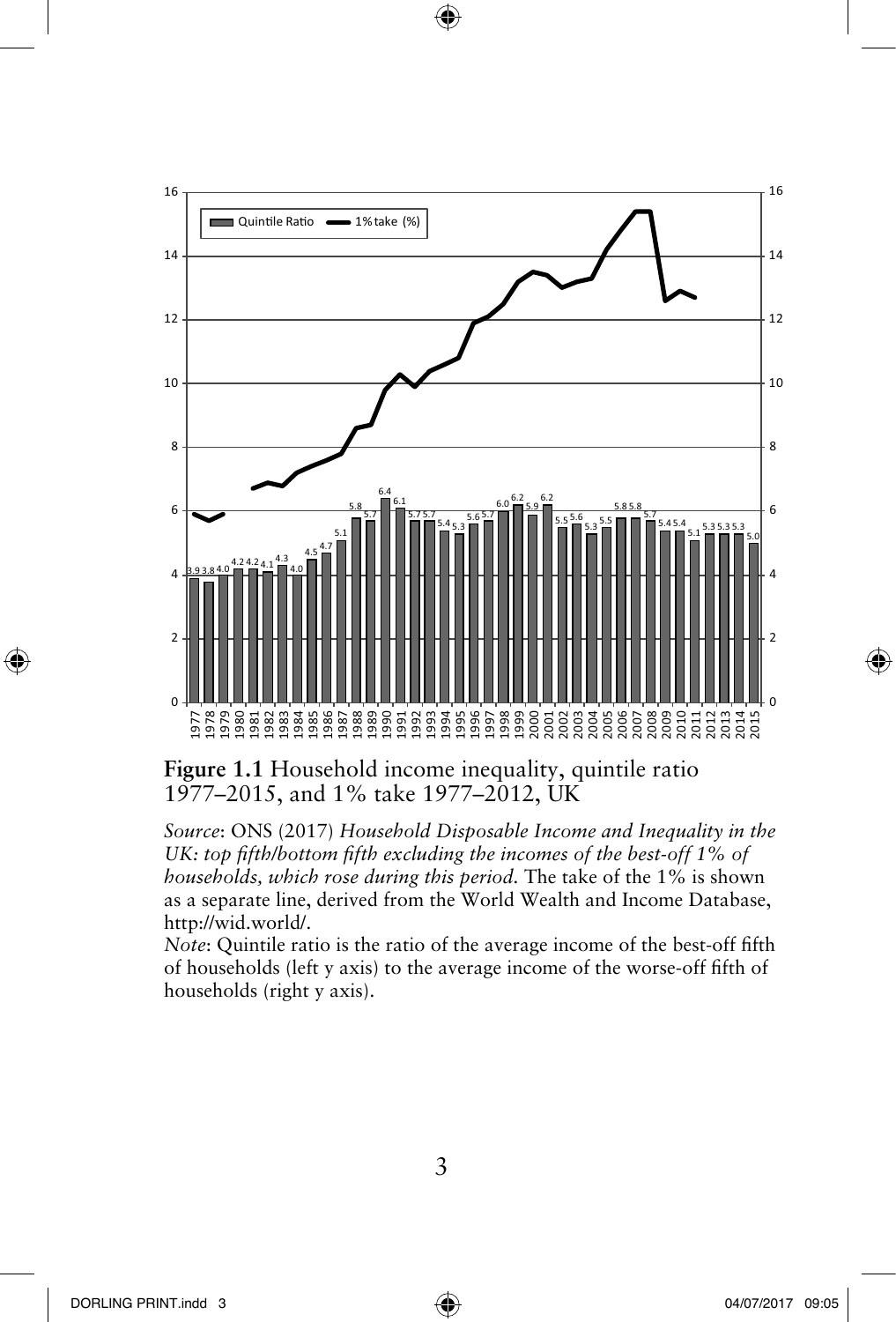**Figure 1.1** Household income inequality, quintile ratio 1977–2015, and 1% take 1977–2012, UK

*Source*: ONS (2017) *Household Disposable Income and Inequality in the UK: top fifth/bottom fifth excluding the incomes of the best-off 1% of households, which rose during this period*. The take of the 1% is shown as a separate line, derived from the World Wealth and Income Database, http://wid.world/.

*Note*: Quintile ratio is the ratio of the average income of the best-off fifth of households (left y axis) to the average income of the worse-off fifth of households (right y axis).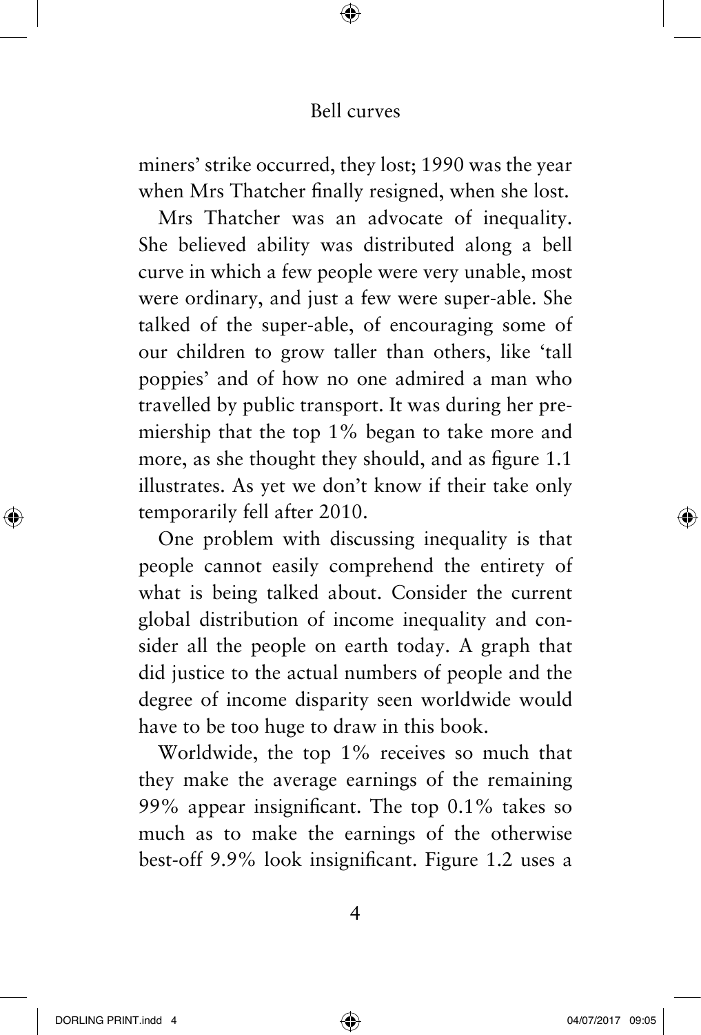miners' strike occurred, they lost; 1990 was the year when Mrs Thatcher finally resigned, when she lost.

Mrs Thatcher was an advocate of inequality. She believed ability was distributed along a bell curve in which a few people were very unable, most were ordinary, and just a few were super-able. She talked of the super-able, of encouraging some of our children to grow taller than others, like 'tall poppies' and of how no one admired a man who travelled by public transport. It was during her premiership that the top 1% began to take more and more, as she thought they should, and as figure 1.1 illustrates. As yet we don't know if their take only temporarily fell after 2010.

One problem with discussing inequality is that people cannot easily comprehend the entirety of what is being talked about. Consider the current global distribution of income inequality and consider all the people on earth today. A graph that did justice to the actual numbers of people and the degree of income disparity seen worldwide would have to be too huge to draw in this book.

Worldwide, the top 1% receives so much that they make the average earnings of the remaining 99% appear insignificant. The top 0.1% takes so much as to make the earnings of the otherwise best-off 9.9% look insignificant. Figure 1.2 uses a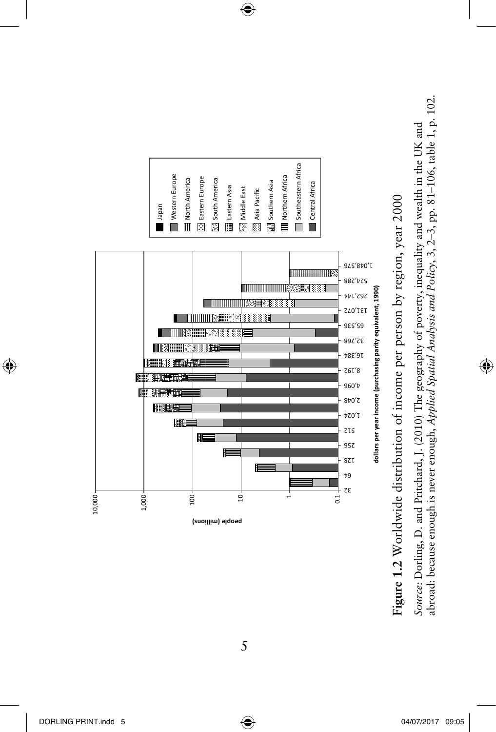**Figure 1.2** Worldwide distribution of income per person by region, year 2000

*Source:* Dorling, D. and Pritchard, J. (2010) The geography of poverty, inequality and wealth in the UK and abroad: because enough is never enough, *Applied Spatial Analysis and Policy*, 3, 2–3, pp. 81–106, table 1, p. 102.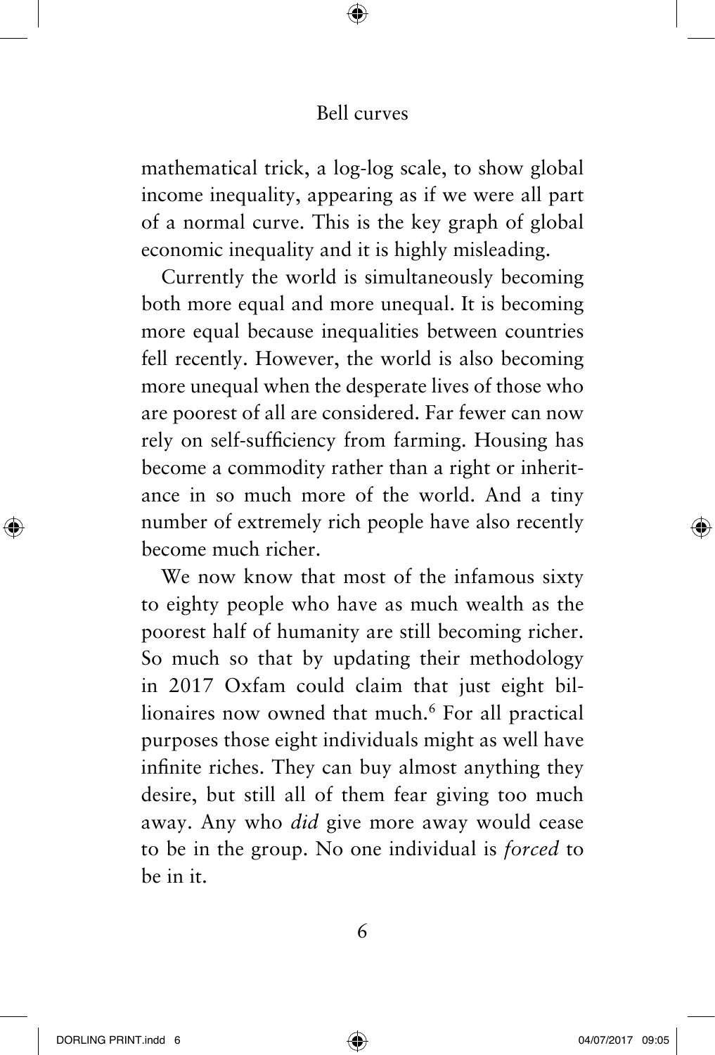mathematical trick, a log-log scale, to show global income inequality, appearing as if we were all part of a normal curve. This is the key graph of global economic inequality and it is highly misleading.

Currently the world is simultaneously becoming both more equal and more unequal. It is becoming more equal because inequalities between countries fell recently. However, the world is also becoming more unequal when the desperate lives of those who are poorest of all are considered. Far fewer can now rely on self-sufficiency from farming. Housing has become a commodity rather than a right or inheritance in so much more of the world. And a tiny number of extremely rich people have also recently become much richer.

We now know that most of the infamous sixty to eighty people who have as much wealth as the poorest half of humanity are still becoming richer. So much so that by updating their methodology in 2017 Oxfam could claim that just eight billionaires now owned that much.[6] For all practical purposes those eight individuals might as well have infinite riches. They can buy almost anything they desire, but still all of them fear giving too much away. Any who *did* give more away would cease to be in the group. No one individual is *forced* to be in it.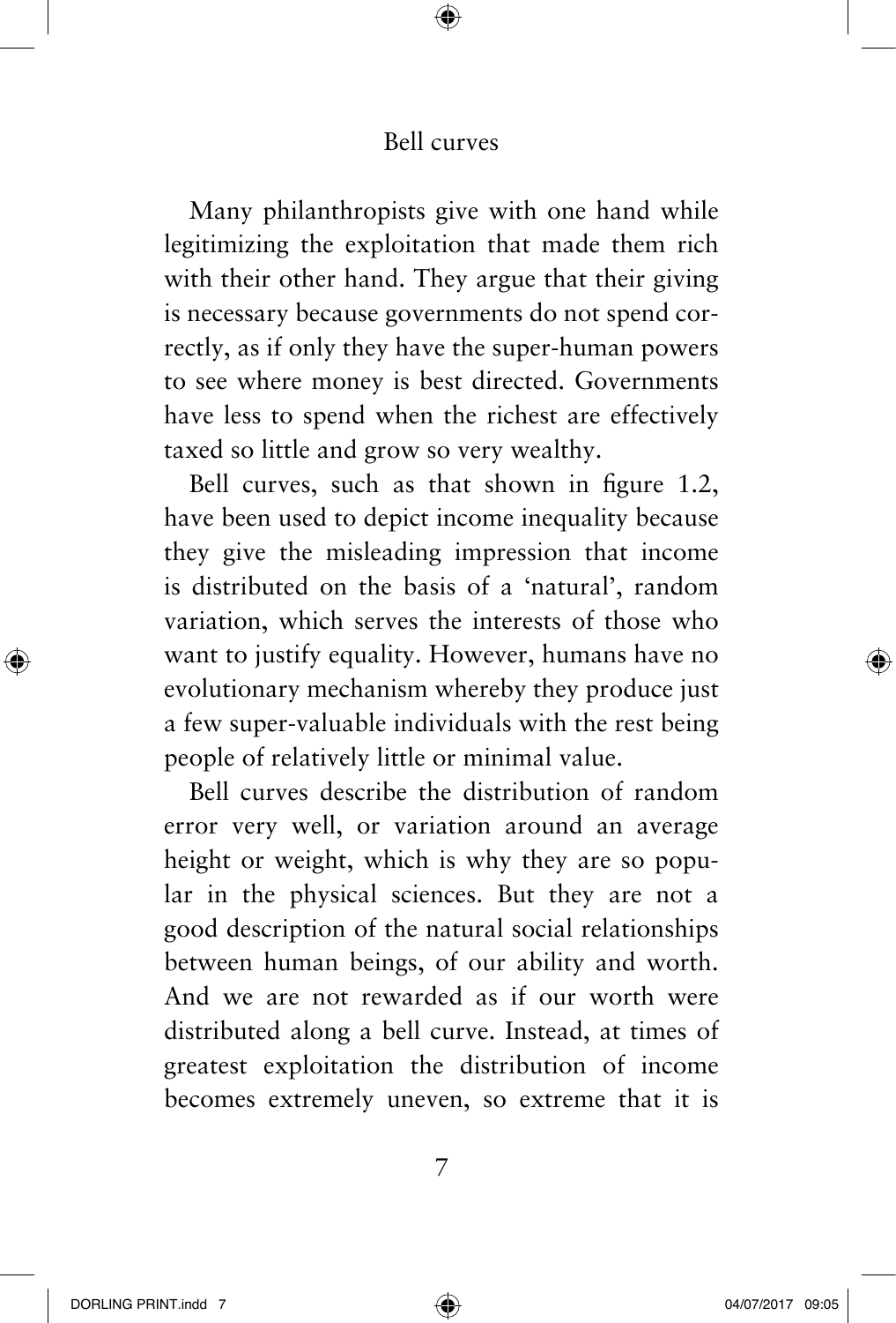Many philanthropists give with one hand while legitimizing the exploitation that made them rich with their other hand. They argue that their giving is necessary because governments do not spend correctly, as if only they have the super-human powers to see where money is best directed. Governments have less to spend when the richest are effectively taxed so little and grow so very wealthy.

Bell curves, such as that shown in figure 1.2, have been used to depict income inequality because they give the misleading impression that income is distributed on the basis of a 'natural', random variation, which serves the interests of those who want to justify equality. However, humans have no evolutionary mechanism whereby they produce just a few super-valuable individuals with the rest being people of relatively little or minimal value.

Bell curves describe the distribution of random error very well, or variation around an average height or weight, which is why they are so popular in the physical sciences. But they are not a good description of the natural social relationships between human beings, of our ability and worth. And we are not rewarded as if our worth were distributed along a bell curve. Instead, at times of greatest exploitation the distribution of income becomes extremely uneven, so extreme that it is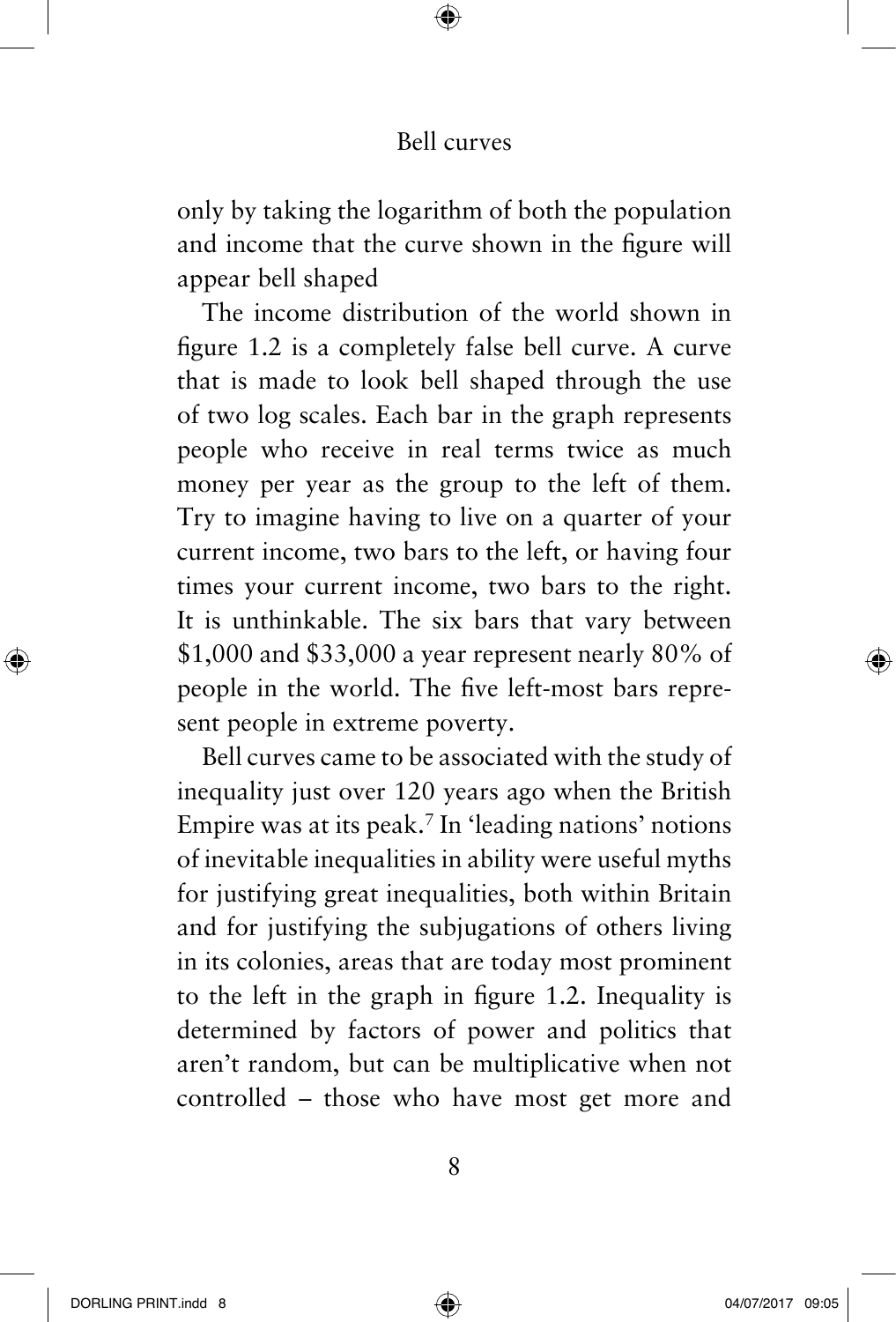only by taking the logarithm of both the population and income that the curve shown in the figure will appear bell shaped

The income distribution of the world shown in figure 1.2 is a completely false bell curve. A curve that is made to look bell shaped through the use of two log scales. Each bar in the graph represents people who receive in real terms twice as much money per year as the group to the left of them. Try to imagine having to live on a quarter of your current income, two bars to the left, or having four times your current income, two bars to the right. It is unthinkable. The six bars that vary between $1,000 and $33,000 a year represent nearly 80% of people in the world. The five left-most bars represent people in extreme poverty.

Bell curves came to be associated with the study of inequality just over 120 years ago when the British Empire was at its peak.[7] In 'leading nations' notions of inevitable inequalities in ability were useful myths for justifying great inequalities, both within Britain and for justifying the subjugations of others living in its colonies, areas that are today most prominent to the left in the graph in figure 1.2. Inequality is determined by factors of power and politics that aren't random, but can be multiplicative when not controlled – those who have most get more and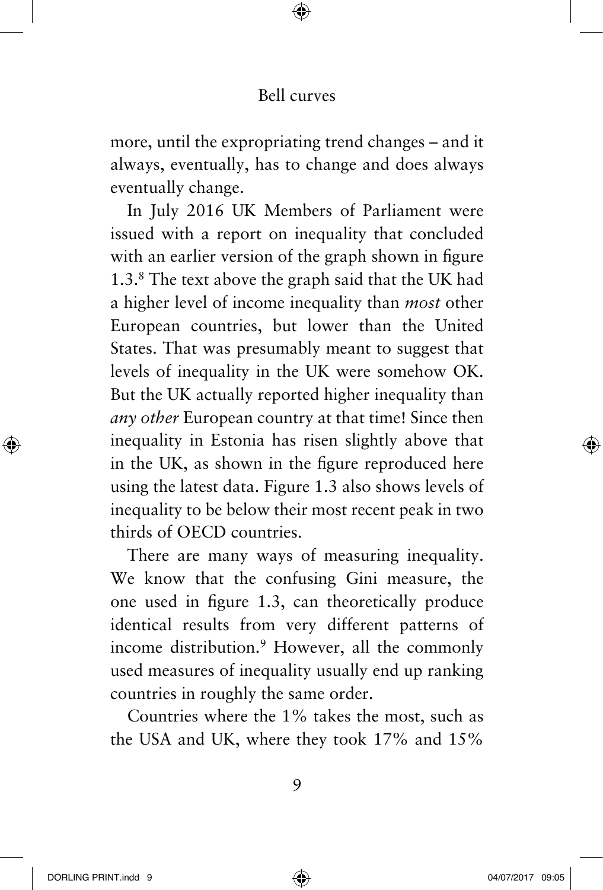more, until the expropriating trend changes – and it always, eventually, has to change and does always eventually change.

In July 2016 UK Members of Parliament were issued with a report on inequality that concluded with an earlier version of the graph shown in figure 1.3.[8] The text above the graph said that the UK had a higher level of income inequality than *most* other European countries, but lower than the United States. That was presumably meant to suggest that levels of inequality in the UK were somehow OK. But the UK actually reported higher inequality than *any other* European country at that time! Since then inequality in Estonia has risen slightly above that in the UK, as shown in the figure reproduced here using the latest data. Figure 1.3 also shows levels of inequality to be below their most recent peak in two thirds of OECD countries.

There are many ways of measuring inequality. We know that the confusing Gini measure, the one used in figure 1.3, can theoretically produce identical results from very different patterns of income distribution.[9] However, all the commonly used measures of inequality usually end up ranking countries in roughly the same order.

Countries where the 1% takes the most, such as the USA and UK, where they took 17% and 15%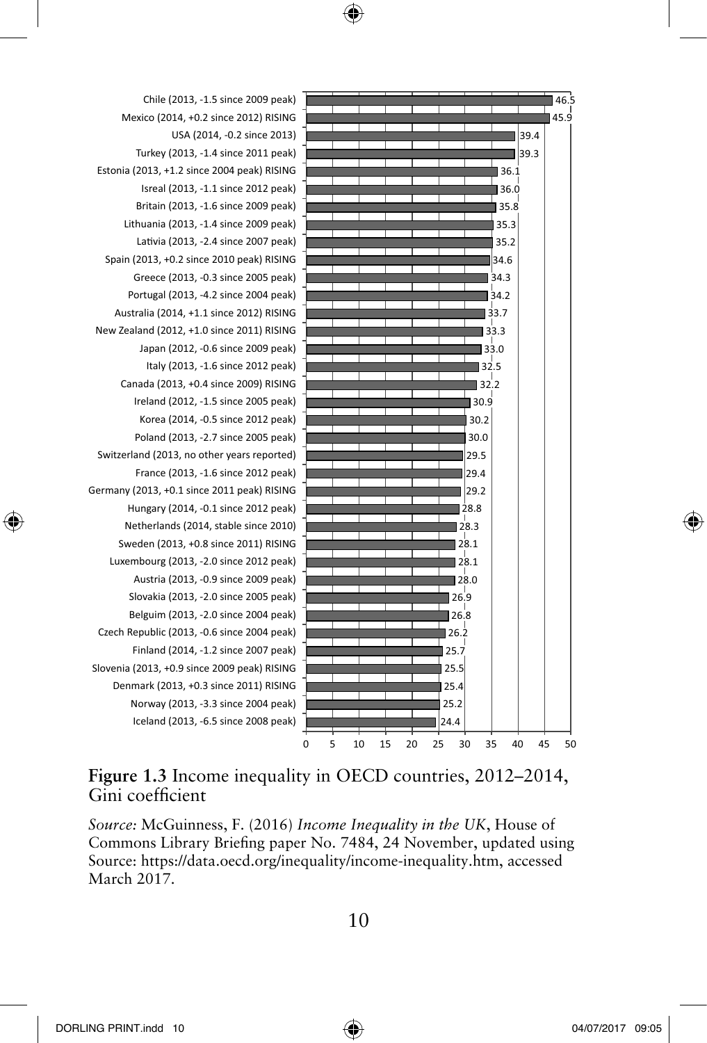| Country | Gini coefficient |
| --- | --- |
| Chile (2013, -1.5 since 2009 peak) | 46.5 |
| Mexico (2014, +0.2 since 2012) RISING | 45.9 |
| USA (2014, -0.2 since 2013) | 39.4 |
| Turkey (2013, -1.4 since 2011 peak) | 39.3 |
| Estonia (2013, +1.2 since 2004 peak) RISING | 36.1 |
| Isreal (2013, -1.1 since 2012 peak) | 36.0 |
| Britain (2013, -1.6 since 2009 peak) | 35.8 |
| Lithuania (2013, -1.4 since 2009 peak) | 35.3 |
| Lativia (2013, -2.4 since 2007 peak) | 35.2 |
| Spain (2013, +0.2 since 2010 peak) RISING | 34.6 |
| Greece (2013, -0.3 since 2005 peak) | 34.3 |
| Portugal (2013, -4.2 since 2004 peak) | 34.2 |
| Australia (2014, +1.1 since 2012) RISING | 33.7 |
| New Zealand (2012, +1.0 since 2011) RISING | 33.3 |
| Japan (2012, -0.6 since 2009 peak) | 33.0 |
| Italy (2013, -1.6 since 2012 peak) | 32.5 |
| Canada (2013, +0.4 since 2009) RISING | 32.2 |
| Ireland (2012, -1.5 since 2005 peak) | 30.9 |
| Korea (2014, -0.5 since 2012 peak) | 30.2 |
| Poland (2013, -2.7 since 2005 peak) | 30.0 |
| Switzerland (2013, no other years reported) | 29.5 |
| France (2013, -1.6 since 2012 peak) | 29.4 |
| Germany (2013, +0.1 since 2011 peak) RISING | 29.2 |
| Hungary (2014, -0.1 since 2012 peak) | 28.8 |
| Netherlands (2014, stable since 2010) | 28.3 |
| Sweden (2013, +0.8 since 2011) RISING | 28.1 |
| Luxembourg (2013, -2.0 since 2012 peak) | 28.1 |
| Austria (2013, -0.9 since 2009 peak) | 28.0 |
| Slovakia (2013, -2.0 since 2005 peak) | 26.9 |
| Belguim (2013, -2.0 since 2004 peak) | 26.8 |
| Czech Republic (2013, -0.6 since 2004 peak) | 26.2 |
| Finland (2014, -1.2 since 2007 peak) | 25.7 |
| Slovenia (2013, +0.9 since 2009 peak) RISING | 25.5 |
| Denmark (2013, +0.3 since 2011) RISING | 25.4 |
| Norway (2013, -3.3 since 2004 peak) | 25.2 |
| Iceland (2013, -6.5 since 2008 peak) | 24.4 |

**Figure 1.3** Income inequality in OECD countries, 2012–2014, Gini coefficient

*Source:* McGuinness, F. (2016) *Income Inequality in the UK*, House of Commons Library Briefing paper No. 7484, 24 November, updated using Source: https://data.oecd.org/inequality/income-inequality.htm, accessed March 2017.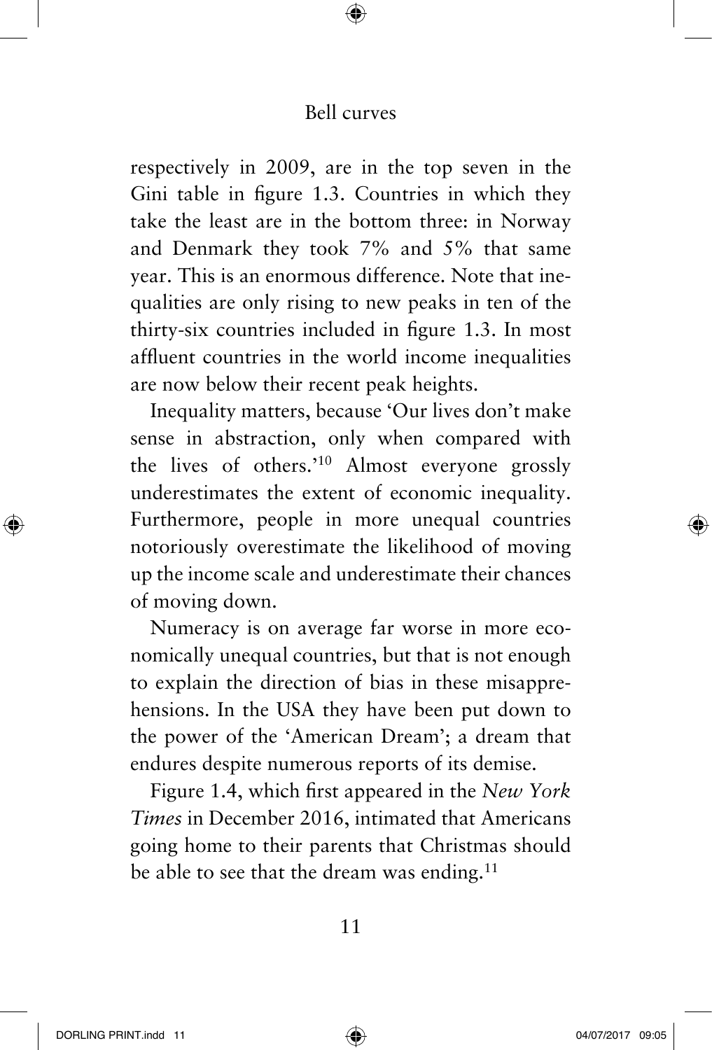respectively in 2009, are in the top seven in the Gini table in figure 1.3. Countries in which they take the least are in the bottom three: in Norway and Denmark they took 7% and 5% that same year. This is an enormous difference. Note that inequalities are only rising to new peaks in ten of the thirty-six countries included in figure 1.3. In most affluent countries in the world income inequalities are now below their recent peak heights.

Inequality matters, because 'Our lives don't make sense in abstraction, only when compared with the lives of others.'[10] Almost everyone grossly underestimates the extent of economic inequality. Furthermore, people in more unequal countries notoriously overestimate the likelihood of moving up the income scale and underestimate their chances of moving down.

Numeracy is on average far worse in more economically unequal countries, but that is not enough to explain the direction of bias in these misapprehensions. In the USA they have been put down to the power of the 'American Dream'; a dream that endures despite numerous reports of its demise.

Figure 1.4, which first appeared in the *New York Times* in December 2016, intimated that Americans going home to their parents that Christmas should be able to see that the dream was ending.[11]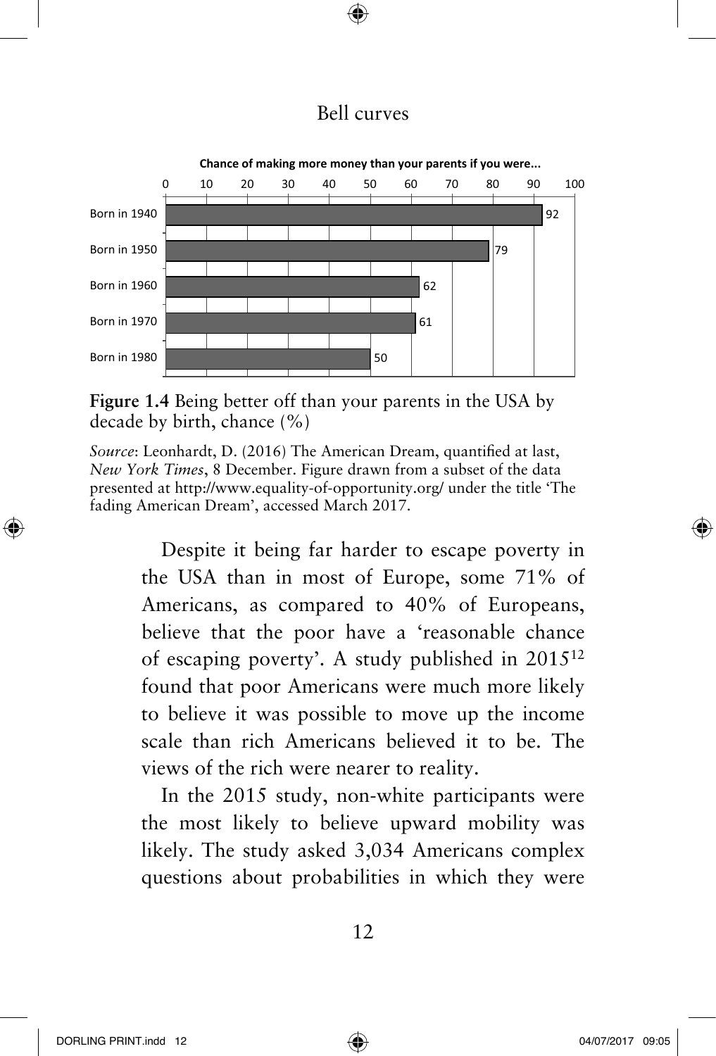**Chance of making more money than your parents if you were...**

| | Chance (%) |
|---|---|
| Born in 1940 | 92 |
| Born in 1950 | 79 |
| Born in 1960 | 62 |
| Born in 1970 | 61 |
| Born in 1980 | 50 |

**Figure 1.4** Being better off than your parents in the USA by decade by birth, chance (%)

*Source*: Leonhardt, D. (2016) The American Dream, quantified at last, *New York Times*, 8 December. Figure drawn from a subset of the data presented at http://www.equality-of-opportunity.org/ under the title 'The fading American Dream', accessed March 2017.

Despite it being far harder to escape poverty in the USA than in most of Europe, some 71% of Americans, as compared to 40% of Europeans, believe that the poor have a 'reasonable chance of escaping poverty'. A study published in 2015[12] found that poor Americans were much more likely to believe it was possible to move up the income scale than rich Americans believed it to be. The views of the rich were nearer to reality.

In the 2015 study, non-white participants were the most likely to believe upward mobility was likely. The study asked 3,034 Americans complex questions about probabilities in which they were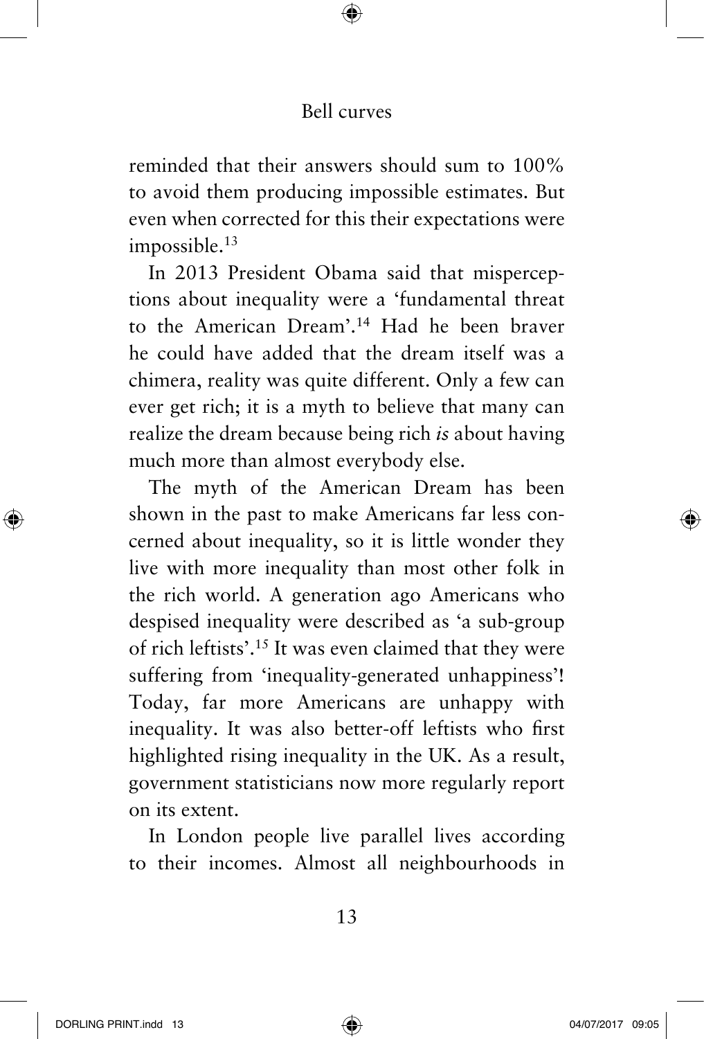reminded that their answers should sum to 100% to avoid them producing impossible estimates. But even when corrected for this their expectations were impossible.[13]

In 2013 President Obama said that misperceptions about inequality were a 'fundamental threat to the American Dream'.[14] Had he been braver he could have added that the dream itself was a chimera, reality was quite different. Only a few can ever get rich; it is a myth to believe that many can realize the dream because being rich *is* about having much more than almost everybody else.

The myth of the American Dream has been shown in the past to make Americans far less concerned about inequality, so it is little wonder they live with more inequality than most other folk in the rich world. A generation ago Americans who despised inequality were described as 'a sub-group of rich leftists'.[15] It was even claimed that they were suffering from 'inequality-generated unhappiness'! Today, far more Americans are unhappy with inequality. It was also better-off leftists who first highlighted rising inequality in the UK. As a result, government statisticians now more regularly report on its extent.

In London people live parallel lives according to their incomes. Almost all neighbourhoods in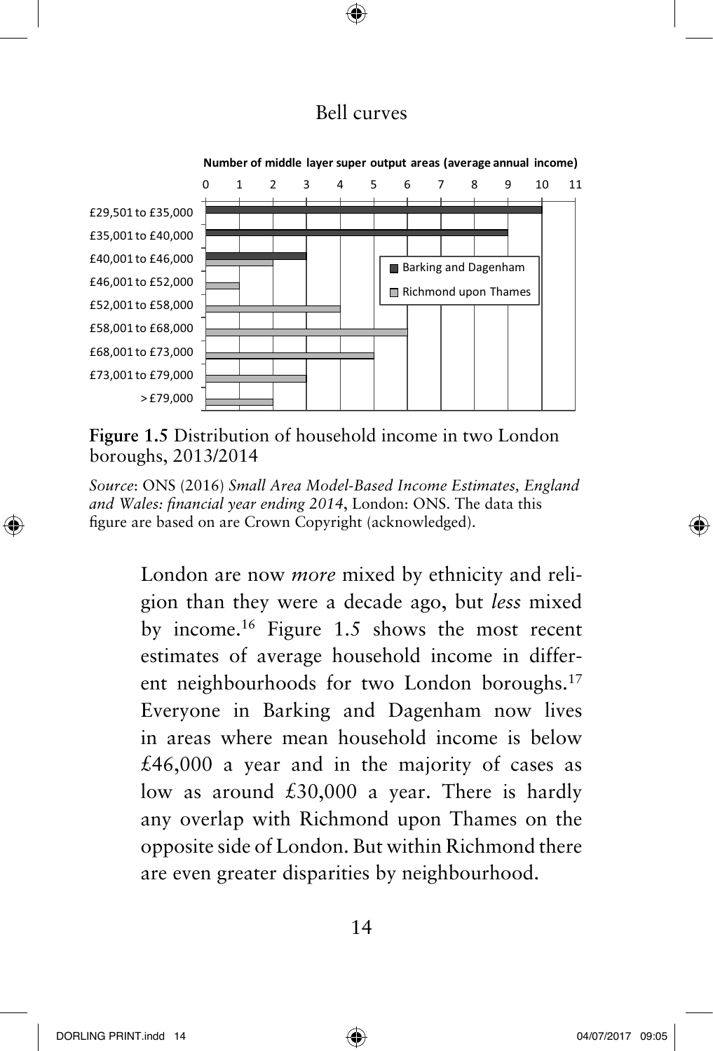**Number of middle layer super output areas (average annual income)**

| Average annual income | Barking and Dagenham | Richmond upon Thames |
|---|---|---|
| £29,501 to £35,000 | 10 | |
| £35,001 to £40,000 | 9 | |
| £40,001 to £46,000 | 3 | 2 |
| £46,001 to £52,000 | | 1 |
| £52,001 to £58,000 | | 4 |
| £58,001 to £68,000 | | 6 |
| £68,001 to £73,000 | | 5 |
| £73,001 to £79,000 | | 3 |
| > £79,000 | | 2 |

**Figure 1.5** Distribution of household income in two London boroughs, 2013/2014

*Source*: ONS (2016) *Small Area Model-Based Income Estimates, England and Wales: financial year ending 2014*, London: ONS. The data this figure are based on are Crown Copyright (acknowledged).

London are now *more* mixed by ethnicity and religion than they were a decade ago, but *less* mixed by income.[16] Figure 1.5 shows the most recent estimates of average household income in different neighbourhoods for two London boroughs.[17] Everyone in Barking and Dagenham now lives in areas where mean household income is below £46,000 a year and in the majority of cases as low as around £30,000 a year. There is hardly any overlap with Richmond upon Thames on the opposite side of London. But within Richmond there are even greater disparities by neighbourhood.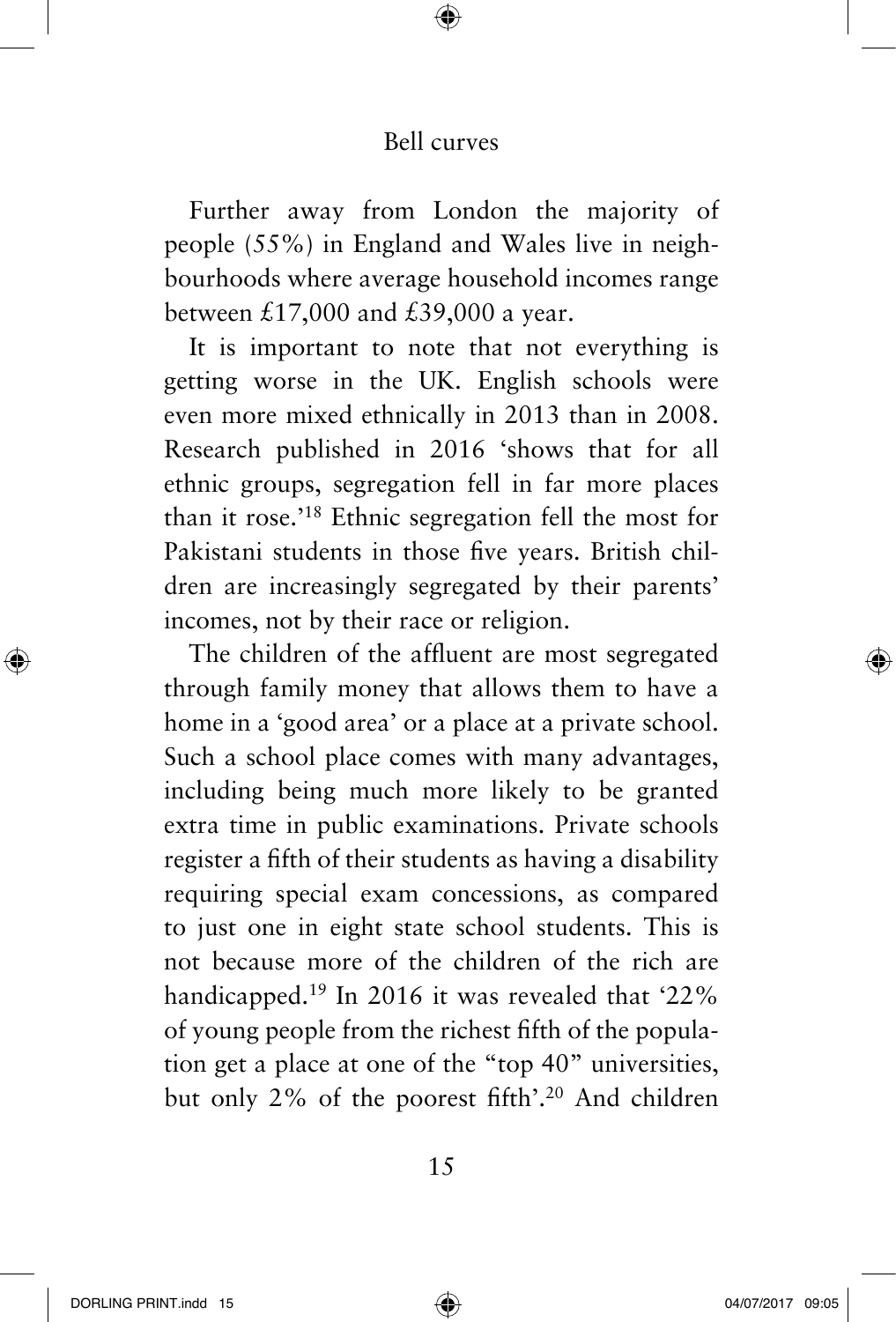Further away from London the majority of people (55%) in England and Wales live in neighbourhoods where average household incomes range between £17,000 and £39,000 a year.

It is important to note that not everything is getting worse in the UK. English schools were even more mixed ethnically in 2013 than in 2008. Research published in 2016 'shows that for all ethnic groups, segregation fell in far more places than it rose.'[18] Ethnic segregation fell the most for Pakistani students in those five years. British children are increasingly segregated by their parents' incomes, not by their race or religion.

The children of the affluent are most segregated through family money that allows them to have a home in a 'good area' or a place at a private school. Such a school place comes with many advantages, including being much more likely to be granted extra time in public examinations. Private schools register a fifth of their students as having a disability requiring special exam concessions, as compared to just one in eight state school students. This is not because more of the children of the rich are handicapped.[19] In 2016 it was revealed that '22% of young people from the richest fifth of the population get a place at one of the "top 40" universities, but only 2% of the poorest fifth'.[20] And children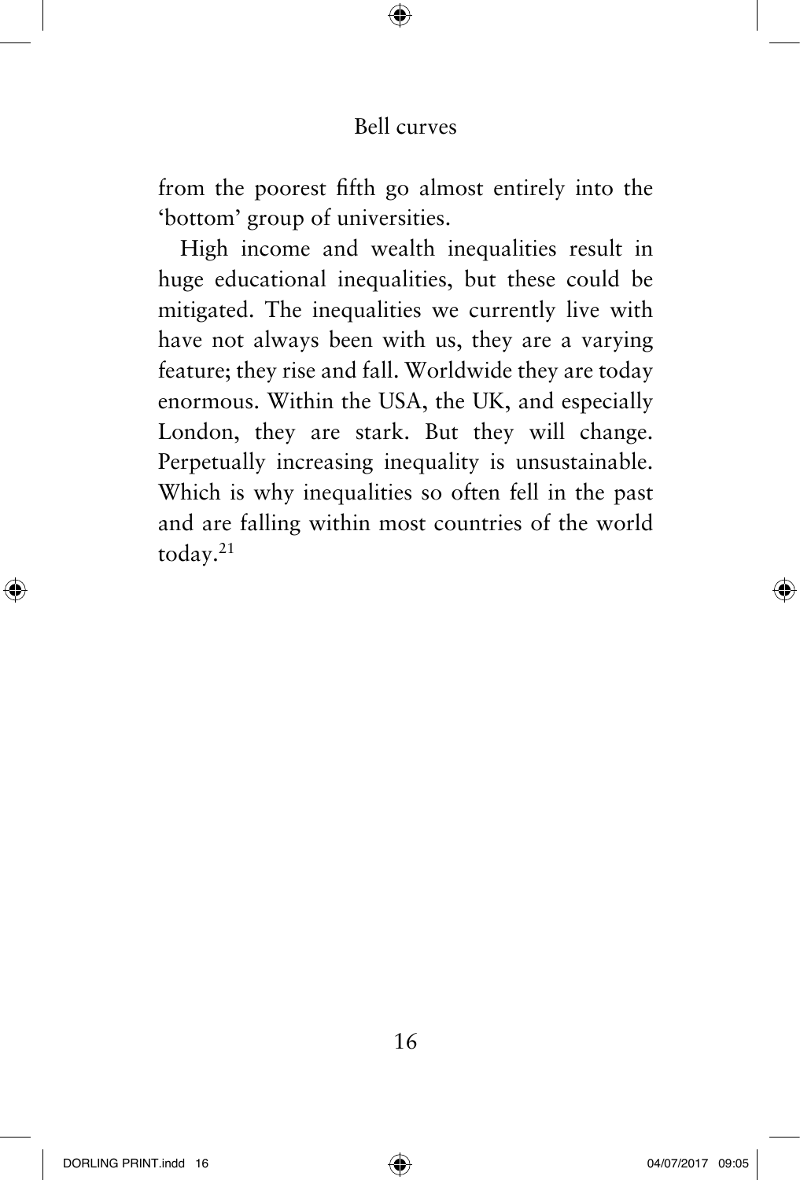from the poorest fifth go almost entirely into the 'bottom' group of universities.

High income and wealth inequalities result in huge educational inequalities, but these could be mitigated. The inequalities we currently live with have not always been with us, they are a varying feature; they rise and fall. Worldwide they are today enormous. Within the USA, the UK, and especially London, they are stark. But they will change. Perpetually increasing inequality is unsustainable. Which is why inequalities so often fell in the past and are falling within most countries of the world today.[21]